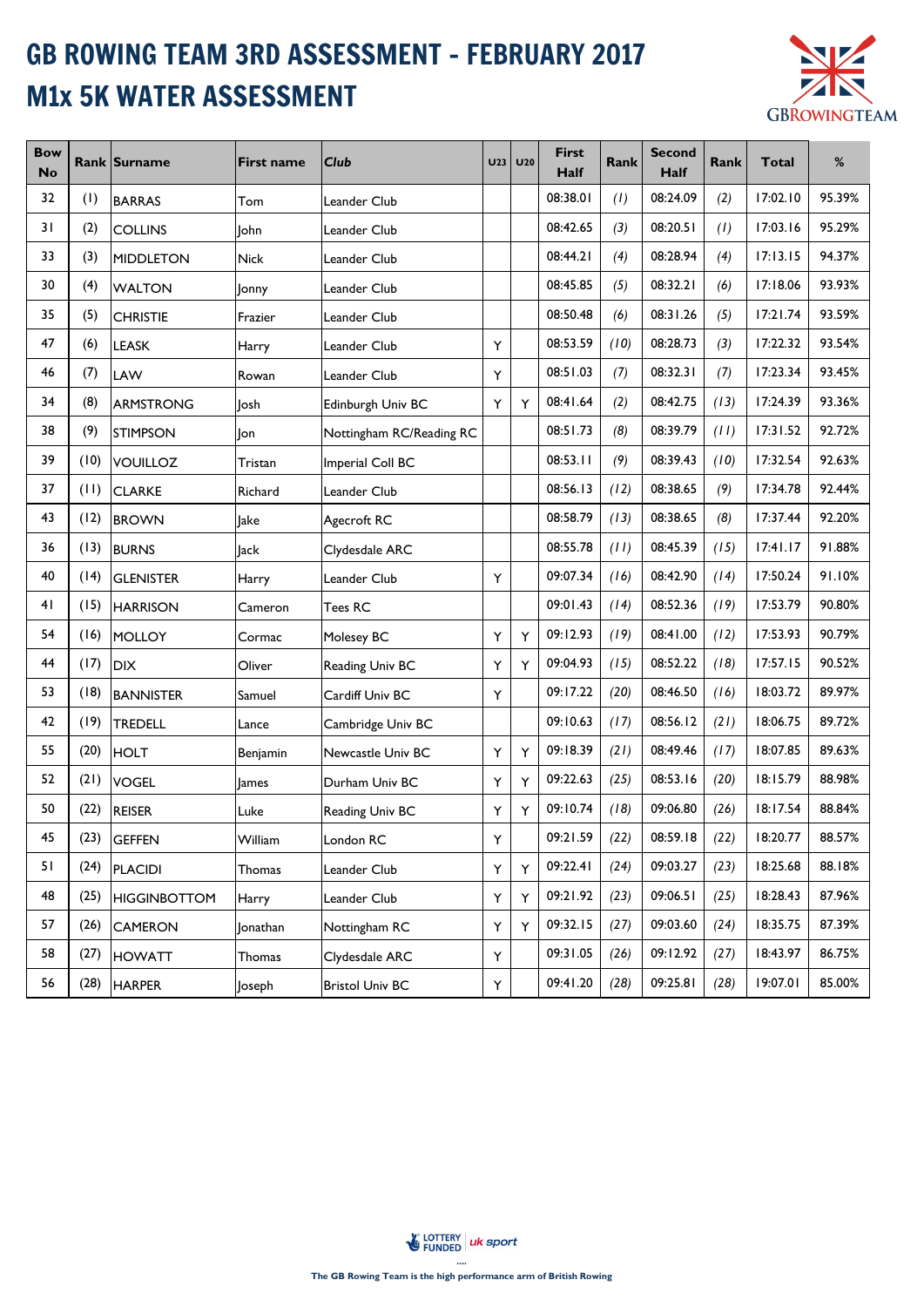# GB ROWING TEAM 3RD ASSESSMENT - FEBRUARY 2017

# M1x 5K WATER ASSESSMENT

| Bow No | Rank | Surname | First name | Club | U23 | U20 | First Half | Rank | Second Half | Rank | Total | % |
|---|---|---|---|---|---|---|---|---|---|---|---|---|
| 32 | (1) | BARRAS | Tom | Leander Club | | | 08:38.01 | *(1)* | 08:24.09 | *(2)* | 17:02.10 | 95.39% |
| 31 | (2) | COLLINS | John | Leander Club | | | 08:42.65 | *(3)* | 08:20.51 | *(1)* | 17:03.16 | 95.29% |
| 33 | (3) | MIDDLETON | Nick | Leander Club | | | 08:44.21 | *(4)* | 08:28.94 | *(4)* | 17:13.15 | 94.37% |
| 30 | (4) | WALTON | Jonny | Leander Club | | | 08:45.85 | *(5)* | 08:32.21 | *(6)* | 17:18.06 | 93.93% |
| 35 | (5) | CHRISTIE | Frazier | Leander Club | | | 08:50.48 | *(6)* | 08:31.26 | *(5)* | 17:21.74 | 93.59% |
| 47 | (6) | LEASK | Harry | Leander Club | Y | | 08:53.59 | *(10)* | 08:28.73 | *(3)* | 17:22.32 | 93.54% |
| 46 | (7) | LAW | Rowan | Leander Club | Y | | 08:51.03 | *(7)* | 08:32.31 | *(7)* | 17:23.34 | 93.45% |
| 34 | (8) | ARMSTRONG | Josh | Edinburgh Univ BC | Y | Y | 08:41.64 | *(2)* | 08:42.75 | *(13)* | 17:24.39 | 93.36% |
| 38 | (9) | STIMPSON | Jon | Nottingham RC/Reading RC | | | 08:51.73 | *(8)* | 08:39.79 | *(11)* | 17:31.52 | 92.72% |
| 39 | (10) | VOUILLOZ | Tristan | Imperial Coll BC | | | 08:53.11 | *(9)* | 08:39.43 | *(10)* | 17:32.54 | 92.63% |
| 37 | (11) | CLARKE | Richard | Leander Club | | | 08:56.13 | *(12)* | 08:38.65 | *(9)* | 17:34.78 | 92.44% |
| 43 | (12) | BROWN | Jake | Agecroft RC | | | 08:58.79 | *(13)* | 08:38.65 | *(8)* | 17:37.44 | 92.20% |
| 36 | (13) | BURNS | Jack | Clydesdale ARC | | | 08:55.78 | *(11)* | 08:45.39 | *(15)* | 17:41.17 | 91.88% |
| 40 | (14) | GLENISTER | Harry | Leander Club | Y | | 09:07.34 | *(16)* | 08:42.90 | *(14)* | 17:50.24 | 91.10% |
| 41 | (15) | HARRISON | Cameron | Tees RC | | | 09:01.43 | *(14)* | 08:52.36 | *(19)* | 17:53.79 | 90.80% |
| 54 | (16) | MOLLOY | Cormac | Molesey BC | Y | Y | 09:12.93 | *(19)* | 08:41.00 | *(12)* | 17:53.93 | 90.79% |
| 44 | (17) | DIX | Oliver | Reading Univ BC | Y | Y | 09:04.93 | *(15)* | 08:52.22 | *(18)* | 17:57.15 | 90.52% |
| 53 | (18) | BANNISTER | Samuel | Cardiff Univ BC | Y | | 09:17.22 | *(20)* | 08:46.50 | *(16)* | 18:03.72 | 89.97% |
| 42 | (19) | TREDELL | Lance | Cambridge Univ BC | | | 09:10.63 | *(17)* | 08:56.12 | *(21)* | 18:06.75 | 89.72% |
| 55 | (20) | HOLT | Benjamin | Newcastle Univ BC | Y | Y | 09:18.39 | *(21)* | 08:49.46 | *(17)* | 18:07.85 | 89.63% |
| 52 | (21) | VOGEL | James | Durham Univ BC | Y | Y | 09:22.63 | *(25)* | 08:53.16 | *(20)* | 18:15.79 | 88.98% |
| 50 | (22) | REISER | Luke | Reading Univ BC | Y | Y | 09:10.74 | *(18)* | 09:06.80 | *(26)* | 18:17.54 | 88.84% |
| 45 | (23) | GEFFEN | William | London RC | Y | | 09:21.59 | *(22)* | 08:59.18 | *(22)* | 18:20.77 | 88.57% |
| 51 | (24) | PLACIDI | Thomas | Leander Club | Y | Y | 09:22.41 | *(24)* | 09:03.27 | *(23)* | 18:25.68 | 88.18% |
| 48 | (25) | HIGGINBOTTOM | Harry | Leander Club | Y | Y | 09:21.92 | *(23)* | 09:06.51 | *(25)* | 18:28.43 | 87.96% |
| 57 | (26) | CAMERON | Jonathan | Nottingham RC | Y | Y | 09:32.15 | *(27)* | 09:03.60 | *(24)* | 18:35.75 | 87.39% |
| 58 | (27) | HOWATT | Thomas | Clydesdale ARC | Y | | 09:31.05 | *(26)* | 09:12.92 | *(27)* | 18:43.97 | 86.75% |
| 56 | (28) | HARPER | Joseph | Bristol Univ BC | Y | | 09:41.20 | *(28)* | 09:25.81 | *(28)* | 19:07.01 | 85.00% |

LOTTERY FUNDED | uk sport

The GB Rowing Team is the high performance arm of British Rowing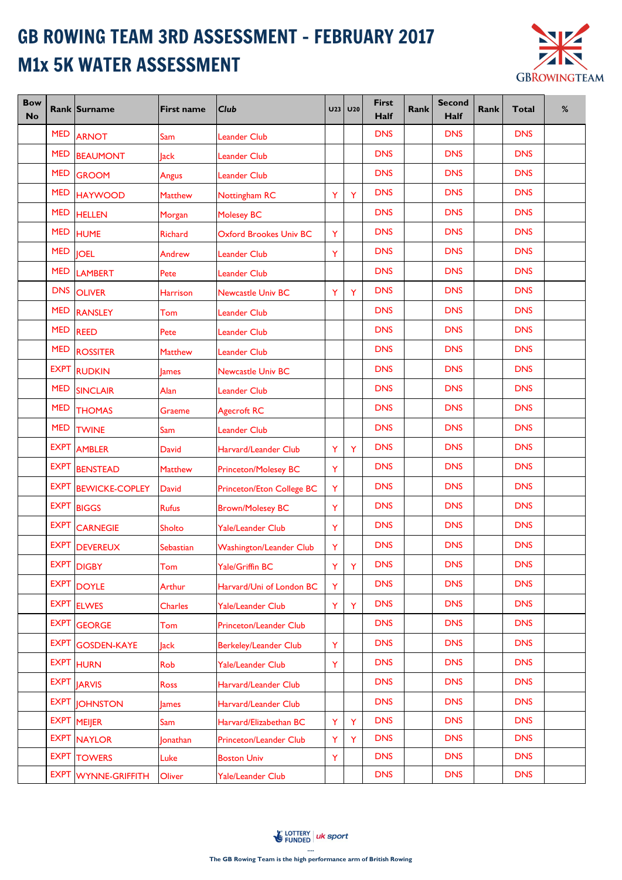# GB ROWING TEAM 3RD ASSESSMENT - FEBRUARY 2017

# M1x 5K WATER ASSESSMENT

| Bow No | Rank | Surname | First name | Club | U23 | U20 | First Half | Rank | Second Half | Rank | Total | % |
|---|---|---|---|---|---|---|---|---|---|---|---|---|
| | MED | ARNOT | Sam | Leander Club | | | DNS | | DNS | | DNS | |
| | MED | BEAUMONT | Jack | Leander Club | | | DNS | | DNS | | DNS | |
| | MED | GROOM | Angus | Leander Club | | | DNS | | DNS | | DNS | |
| | MED | HAYWOOD | Matthew | Nottingham RC | Y | Y | DNS | | DNS | | DNS | |
| | MED | HELLEN | Morgan | Molesey BC | | | DNS | | DNS | | DNS | |
| | MED | HUME | Richard | Oxford Brookes Univ BC | Y | | DNS | | DNS | | DNS | |
| | MED | JOEL | Andrew | Leander Club | Y | | DNS | | DNS | | DNS | |
| | MED | LAMBERT | Pete | Leander Club | | | DNS | | DNS | | DNS | |
| | DNS | OLIVER | Harrison | Newcastle Univ BC | Y | Y | DNS | | DNS | | DNS | |
| | MED | RANSLEY | Tom | Leander Club | | | DNS | | DNS | | DNS | |
| | MED | REED | Pete | Leander Club | | | DNS | | DNS | | DNS | |
| | MED | ROSSITER | Matthew | Leander Club | | | DNS | | DNS | | DNS | |
| | EXPT | RUDKIN | James | Newcastle Univ BC | | | DNS | | DNS | | DNS | |
| | MED | SINCLAIR | Alan | Leander Club | | | DNS | | DNS | | DNS | |
| | MED | THOMAS | Graeme | Agecroft RC | | | DNS | | DNS | | DNS | |
| | MED | TWINE | Sam | Leander Club | | | DNS | | DNS | | DNS | |
| | EXPT | AMBLER | David | Harvard/Leander Club | Y | Y | DNS | | DNS | | DNS | |
| | EXPT | BENSTEAD | Matthew | Princeton/Molesey BC | Y | | DNS | | DNS | | DNS | |
| | EXPT | BEWICKE-COPLEY | David | Princeton/Eton College BC | Y | | DNS | | DNS | | DNS | |
| | EXPT | BIGGS | Rufus | Brown/Molesey BC | Y | | DNS | | DNS | | DNS | |
| | EXPT | CARNEGIE | Sholto | Yale/Leander Club | Y | | DNS | | DNS | | DNS | |
| | EXPT | DEVEREUX | Sebastian | Washington/Leander Club | Y | | DNS | | DNS | | DNS | |
| | EXPT | DIGBY | Tom | Yale/Griffin BC | Y | Y | DNS | | DNS | | DNS | |
| | EXPT | DOYLE | Arthur | Harvard/Uni of London BC | Y | | DNS | | DNS | | DNS | |
| | EXPT | ELWES | Charles | Yale/Leander Club | Y | Y | DNS | | DNS | | DNS | |
| | EXPT | GEORGE | Tom | Princeton/Leander Club | | | DNS | | DNS | | DNS | |
| | EXPT | GOSDEN-KAYE | Jack | Berkeley/Leander Club | Y | | DNS | | DNS | | DNS | |
| | EXPT | HURN | Rob | Yale/Leander Club | Y | | DNS | | DNS | | DNS | |
| | EXPT | JARVIS | Ross | Harvard/Leander Club | | | DNS | | DNS | | DNS | |
| | EXPT | JOHNSTON | James | Harvard/Leander Club | | | DNS | | DNS | | DNS | |
| | EXPT | MEIJER | Sam | Harvard/Elizabethan BC | Y | Y | DNS | | DNS | | DNS | |
| | EXPT | NAYLOR | Jonathan | Princeton/Leander Club | Y | Y | DNS | | DNS | | DNS | |
| | EXPT | TOWERS | Luke | Boston Univ | Y | | DNS | | DNS | | DNS | |
| | EXPT | WYNNE-GRIFFITH | Oliver | Yale/Leander Club | | | DNS | | DNS | | DNS | |

The GB Rowing Team is the high performance arm of British Rowing